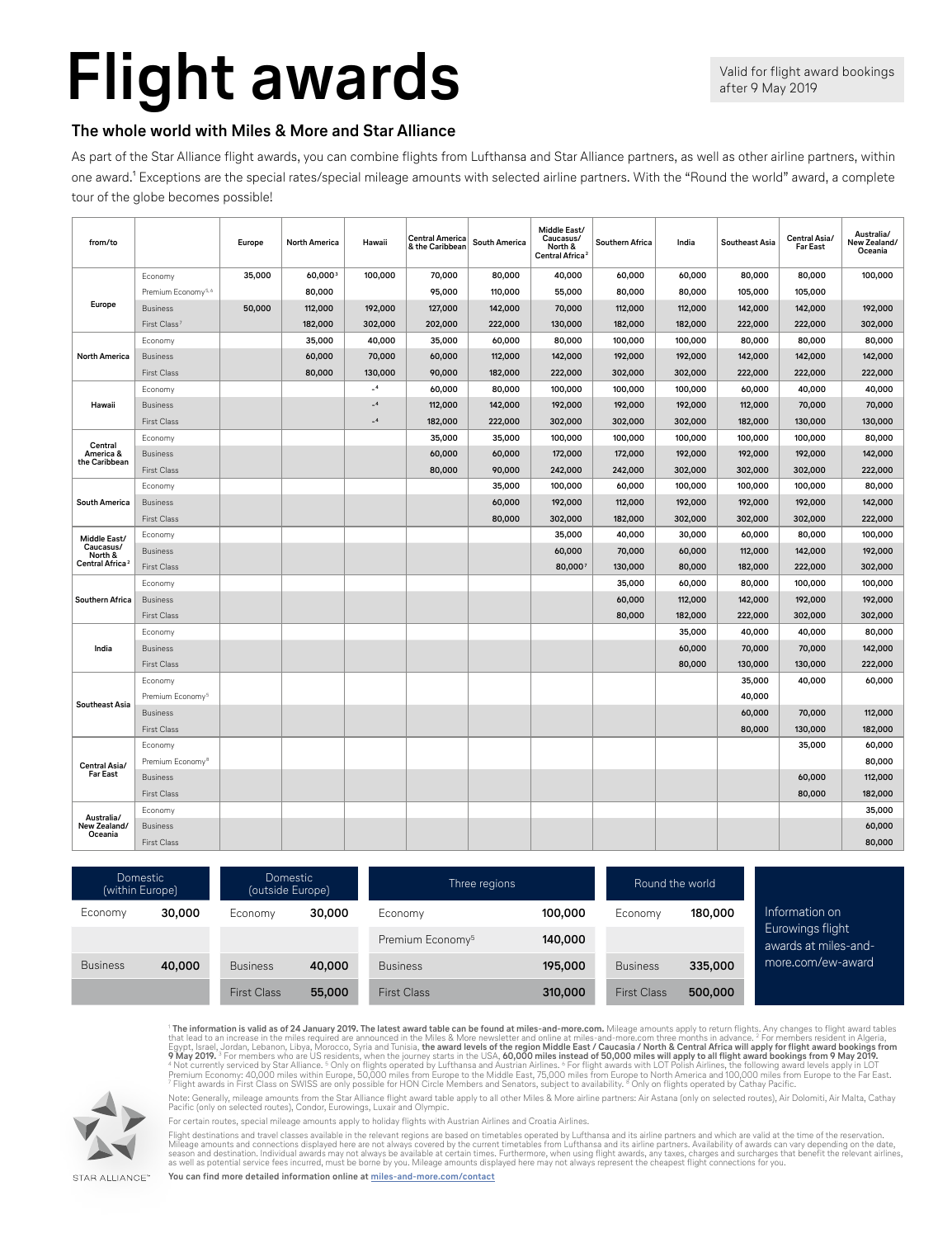# Flight awards

Valid for flight award bookings after 9 May 2019

## The whole world with Miles & More and Star Alliance

As part of the Star Alliance flight awards, you can combine flights from Lufthansa and Star Alliance partners, as well as other airline partners, within one award.[1] Exceptions are the special rates/special mileage amounts with selected airline partners. With the "Round the world" award, a complete tour of the globe becomes possible!

| from/to | | Europe | North America | Hawaii | Central America & the Caribbean | South America | Middle East/ Caucasus/ North & Central Africa[2] | Southern Africa | India | Southeast Asia | Central Asia/ Far East | Australia/ New Zealand/ Oceania |
|---|---|---|---|---|---|---|---|---|---|---|---|---|
| Europe | Economy | 35,000 | 60,000[3] | 100,000 | 70,000 | 80,000 | 40,000 | 60,000 | 60,000 | 80,000 | 80,000 | 100,000 |
| | Premium Economy[5, 6] | | 80,000 | | 95,000 | 110,000 | 55,000 | 80,000 | 80,000 | 105,000 | 105,000 | |
| | Business | 50,000 | 112,000 | 192,000 | 127,000 | 142,000 | 70,000 | 112,000 | 112,000 | 142,000 | 142,000 | 192,000 |
| | First Class[7] | | 182,000 | 302,000 | 202,000 | 222,000 | 130,000 | 182,000 | 182,000 | 222,000 | 222,000 | 302,000 |
| North America | Economy | | 35,000 | 40,000 | 35,000 | 60,000 | 80,000 | 100,000 | 100,000 | 80,000 | 80,000 | 80,000 |
| | Business | | 60,000 | 70,000 | 60,000 | 112,000 | 142,000 | 192,000 | 192,000 | 142,000 | 142,000 | 142,000 |
| | First Class | | 80,000 | 130,000 | 90,000 | 182,000 | 222,000 | 302,000 | 302,000 | 222,000 | 222,000 | 222,000 |
| Hawaii | Economy | | | -[4] | 60,000 | 80,000 | 100,000 | 100,000 | 100,000 | 60,000 | 40,000 | 40,000 |
| | Business | | | -[4] | 112,000 | 142,000 | 192,000 | 192,000 | 192,000 | 112,000 | 70,000 | 70,000 |
| | First Class | | | -[4] | 182,000 | 222,000 | 302,000 | 302,000 | 302,000 | 182,000 | 130,000 | 130,000 |
| Central America & the Caribbean | Economy | | | | 35,000 | 35,000 | 100,000 | 100,000 | 100,000 | 100,000 | 100,000 | 80,000 |
| | Business | | | | 60,000 | 60,000 | 172,000 | 172,000 | 192,000 | 192,000 | 192,000 | 142,000 |
| | First Class | | | | 80,000 | 90,000 | 242,000 | 242,000 | 302,000 | 302,000 | 302,000 | 222,000 |
| South America | Economy | | | | | 35,000 | 100,000 | 60,000 | 100,000 | 100,000 | 100,000 | 80,000 |
| | Business | | | | | 60,000 | 192,000 | 112,000 | 192,000 | 192,000 | 192,000 | 142,000 |
| | First Class | | | | | 80,000 | 302,000 | 182,000 | 302,000 | 302,000 | 302,000 | 222,000 |
| Middle East/ Caucasus/ North & Central Africa[2] | Economy | | | | | | 35,000 | 40,000 | 30,000 | 60,000 | 80,000 | 100,000 |
| | Business | | | | | | 60,000 | 70,000 | 60,000 | 112,000 | 142,000 | 192,000 |
| | First Class | | | | | | 80,000[7] | 130,000 | 80,000 | 182,000 | 222,000 | 302,000 |
| Southern Africa | Economy | | | | | | | 35,000 | 60,000 | 80,000 | 100,000 | 100,000 |
| | Business | | | | | | | 60,000 | 112,000 | 142,000 | 192,000 | 192,000 |
| | First Class | | | | | | | 80,000 | 182,000 | 222,000 | 302,000 | 302,000 |
| India | Economy | | | | | | | | 35,000 | 40,000 | 40,000 | 80,000 |
| | Business | | | | | | | | 60,000 | 70,000 | 70,000 | 142,000 |
| | First Class | | | | | | | | 80,000 | 130,000 | 130,000 | 222,000 |
| Southeast Asia | Economy | | | | | | | | | 35,000 | 40,000 | 60,000 |
| | Premium Economy[5] | | | | | | | | | 40,000 | | |
| | Business | | | | | | | | | 60,000 | 70,000 | 112,000 |
| | First Class | | | | | | | | | 80,000 | 130,000 | 182,000 |
| Central Asia/ Far East | Economy | | | | | | | | | | 35,000 | 60,000 |
| | Premium Economy[8] | | | | | | | | | | | 80,000 |
| | Business | | | | | | | | | | 60,000 | 112,000 |
| | First Class | | | | | | | | | | 80,000 | 182,000 |
| Australia/ New Zealand/ Oceania | Economy | | | | | | | | | | | 35,000 |
| | Business | | | | | | | | | | | 60,000 |
| | First Class | | | | | | | | | | | 80,000 |

| Domestic (within Europe) | |
|---|---|
| Economy | 30,000 |
| Business | 40,000 |

| Domestic (outside Europe) | |
|---|---|
| Economy | 30,000 |
| Business | 40,000 |
| First Class | 55,000 |

| Three regions | |
|---|---|
| Economy | 100,000 |
| Premium Economy[5] | 140,000 |
| Business | 195,000 |
| First Class | 310,000 |

| Round the world | |
|---|---|
| Economy | 180,000 |
| Business | 335,000 |
| First Class | 500,000 |

Information on Eurowings flight awards at miles-and-more.com/ew-award

[1] **The information is valid as of 24 January 2019. The latest award table can be found at miles-and-more.com.** Mileage amounts apply to return flights. Any changes to flight award tables that lead to an increase in the miles required are announced in the Miles & More newsletter and online at miles-and-more.com three months in advance. [2] For members resident in Algeria, Egypt, Israel, Jordan, Lebanon, Libya, Morocco, Syria and Tunisia, **the award levels of the region Middle East / Caucasia / North & Central Africa will apply for flight award bookings from 9 May 2019.** [3] For members who are US residents, when the journey starts in the USA, **60,000 miles instead of 50,000 miles will apply to all flight award bookings from 9 May 2019.** [4] Not currently serviced by Star Alliance. [5] Only on flights operated by Lufthansa and Austrian Airlines. [6] For flight awards with LOT Polish Airlines, the following award levels apply in LOT Premium Economy: 40,000 miles within Europe, 50,000 miles from Europe to the Middle East, 75,000 miles from Europe to North America and 100,000 miles from Europe to the Far East. [7] Flight awards in First Class on SWISS are only possible for HON Circle Members and Senators, subject to availability. [8] Only on flights operated by Cathay Pacific.

Note: Generally, mileage amounts from the Star Alliance flight award table apply to all other Miles & More airline partners: Air Astana (only on selected routes), Air Dolomiti, Air Malta, Cathay Pacific (only on selected routes), Condor, Eurowings, Luxair and Olympic.

For certain routes, special mileage amounts apply to holiday flights with Austrian Airlines and Croatia Airlines.

Flight destinations and travel classes available in the relevant regions are based on timetables operated by Lufthansa and its airline partners and which are valid at the time of the reservation. Mileage amounts and connections displayed here are not always covered by the current timetables from Lufthansa and its airline partners. Availability of awards can vary depending on the date, season and destination. Individual awards may not always be available at certain times. Furthermore, when using flight awards, any taxes, charges and surcharges that benefit the relevant airlines, as well as potential service fees incurred, must be borne by you. Mileage amounts displayed here may not always represent the cheapest flight connections for you.

**You can find more detailed information online at miles-and-more.com/contact**

STAR ALLIANCE™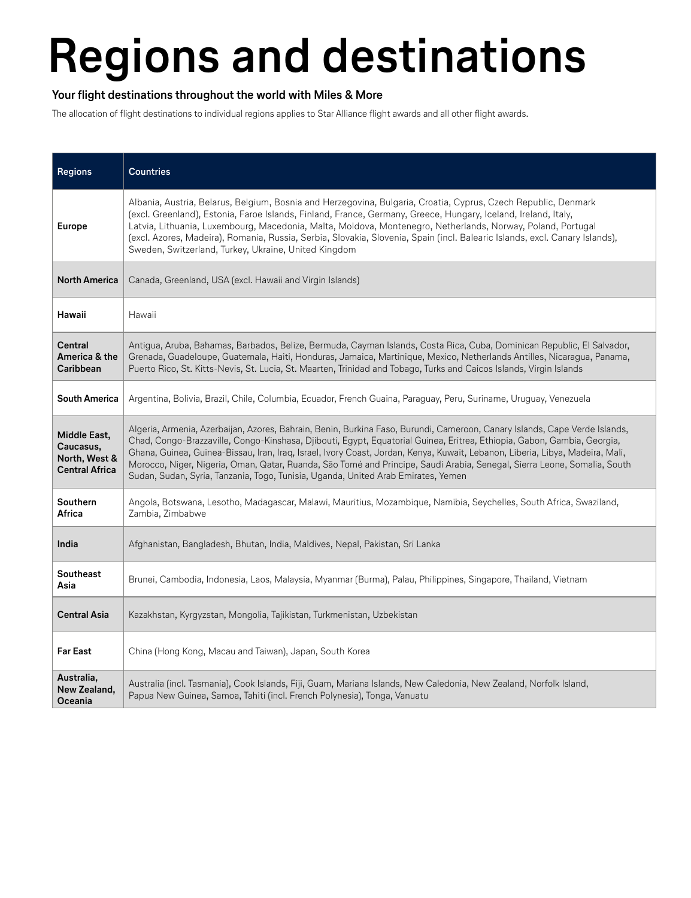# Regions and destinations

### Your flight destinations throughout the world with Miles & More

The allocation of flight destinations to individual regions applies to Star Alliance flight awards and all other flight awards.

| Regions | Countries |
| --- | --- |
| **Europe** | Albania, Austria, Belarus, Belgium, Bosnia and Herzegovina, Bulgaria, Croatia, Cyprus, Czech Republic, Denmark (excl. Greenland), Estonia, Faroe Islands, Finland, France, Germany, Greece, Hungary, Iceland, Ireland, Italy, Latvia, Lithuania, Luxembourg, Macedonia, Malta, Moldova, Montenegro, Netherlands, Norway, Poland, Portugal (excl. Azores, Madeira), Romania, Russia, Serbia, Slovakia, Slovenia, Spain (incl. Balearic Islands, excl. Canary Islands), Sweden, Switzerland, Turkey, Ukraine, United Kingdom |
| **North America** | Canada, Greenland, USA (excl. Hawaii and Virgin Islands) |
| **Hawaii** | Hawaii |
| **Central America & the Caribbean** | Antigua, Aruba, Bahamas, Barbados, Belize, Bermuda, Cayman Islands, Costa Rica, Cuba, Dominican Republic, El Salvador, Grenada, Guadeloupe, Guatemala, Haiti, Honduras, Jamaica, Martinique, Mexico, Netherlands Antilles, Nicaragua, Panama, Puerto Rico, St. Kitts-Nevis, St. Lucia, St. Maarten, Trinidad and Tobago, Turks and Caicos Islands, Virgin Islands |
| **South America** | Argentina, Bolivia, Brazil, Chile, Columbia, Ecuador, French Guaina, Paraguay, Peru, Suriname, Uruguay, Venezuela |
| **Middle East, Caucasus, North, West & Central Africa** | Algeria, Armenia, Azerbaijan, Azores, Bahrain, Benin, Burkina Faso, Burundi, Cameroon, Canary Islands, Cape Verde Islands, Chad, Congo-Brazzaville, Congo-Kinshasa, Djibouti, Egypt, Equatorial Guinea, Eritrea, Ethiopia, Gabon, Gambia, Georgia, Ghana, Guinea, Guinea-Bissau, Iran, Iraq, Israel, Ivory Coast, Jordan, Kenya, Kuwait, Lebanon, Liberia, Libya, Madeira, Mali, Morocco, Niger, Nigeria, Oman, Qatar, Ruanda, São Tomé and Principe, Saudi Arabia, Senegal, Sierra Leone, Somalia, South Sudan, Sudan, Syria, Tanzania, Togo, Tunisia, Uganda, United Arab Emirates, Yemen |
| **Southern Africa** | Angola, Botswana, Lesotho, Madagascar, Malawi, Mauritius, Mozambique, Namibia, Seychelles, South Africa, Swaziland, Zambia, Zimbabwe |
| **India** | Afghanistan, Bangladesh, Bhutan, India, Maldives, Nepal, Pakistan, Sri Lanka |
| **Southeast Asia** | Brunei, Cambodia, Indonesia, Laos, Malaysia, Myanmar (Burma), Palau, Philippines, Singapore, Thailand, Vietnam |
| **Central Asia** | Kazakhstan, Kyrgyzstan, Mongolia, Tajikistan, Turkmenistan, Uzbekistan |
| **Far East** | China (Hong Kong, Macau and Taiwan), Japan, South Korea |
| **Australia, New Zealand, Oceania** | Australia (incl. Tasmania), Cook Islands, Fiji, Guam, Mariana Islands, New Caledonia, New Zealand, Norfolk Island, Papua New Guinea, Samoa, Tahiti (incl. French Polynesia), Tonga, Vanuatu |